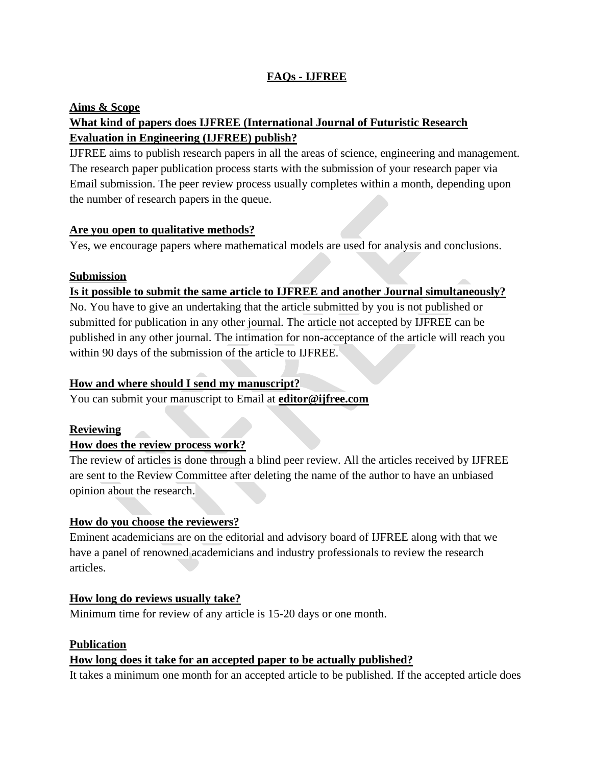# FAQs - IJFREE

## Aims & Scope

### What kind of papers does IJFREE (International Journal of Futuristic Research Evaluation in Engineering (IJFREE) publish?

IJFREE aims to publish research papers in all the areas of science, engineering and management. The research paper publication process starts with the submission of your research paper via Email submission. The peer review process usually completes within a month, depending upon the number of research papers in the queue.

### Are you open to qualitative methods?

Yes, we encourage papers where mathematical models are used for analysis and conclusions.

## Submission

### Is it possible to submit the same article to IJFREE and another Journal simultaneously?

No. You have to give an undertaking that the article submitted by you is not published or submitted for publication in any other journal. The article not accepted by IJFREE can be published in any other journal. The intimation for non-acceptance of the article will reach you within 90 days of the submission of the article to IJFREE.

### How and where should I send my manuscript?

You can submit your manuscript to Email at **editor@ijfree.com**

## Reviewing

### How does the review process work?

The review of articles is done through a blind peer review. All the articles received by IJFREE are sent to the Review Committee after deleting the name of the author to have an unbiased opinion about the research.

### How do you choose the reviewers?

Eminent academicians are on the editorial and advisory board of IJFREE along with that we have a panel of renowned academicians and industry professionals to review the research articles.

### How long do reviews usually take?

Minimum time for review of any article is 15-20 days or one month.

## Publication

### How long does it take for an accepted paper to be actually published?

It takes a minimum one month for an accepted article to be published. If the accepted article does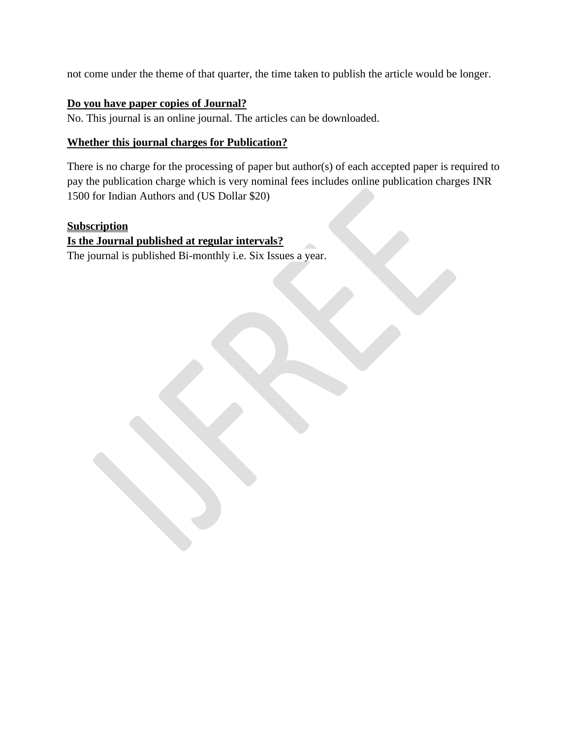not come under the theme of that quarter, the time taken to publish the article would be longer.

**Do you have paper copies of Journal?**

No. This journal is an online journal. The articles can be downloaded.

**Whether this journal charges for Publication?**

There is no charge for the processing of paper but author(s) of each accepted paper is required to pay the publication charge which is very nominal fees includes online publication charges INR 1500 for Indian Authors and (US Dollar $20)

**Subscription**

**Is the Journal published at regular intervals?**

The journal is published Bi-monthly i.e. Six Issues a year.